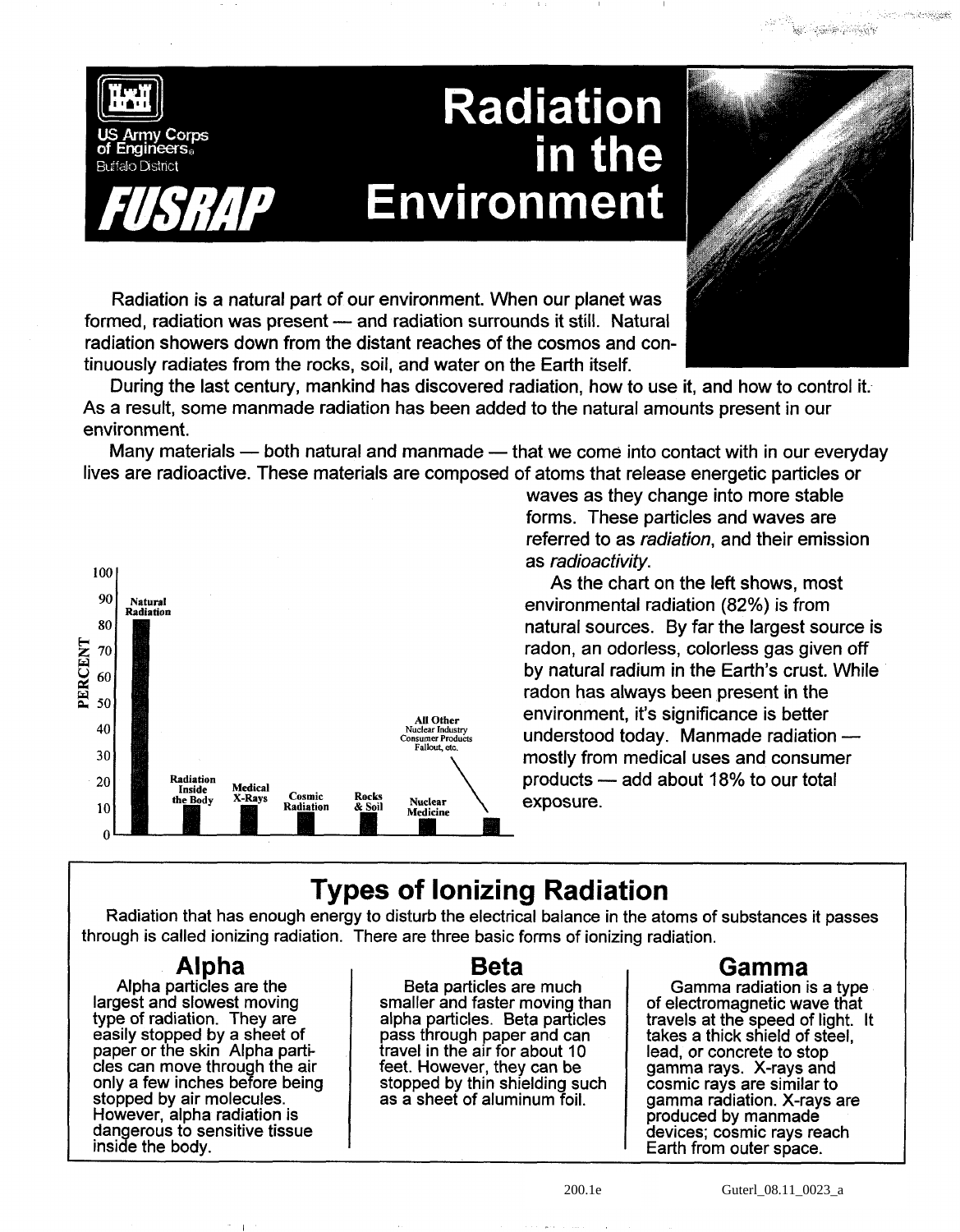US Army Corps of Engineers
Buffalo District

**FUSRAP**

# Radiation in the Environment

Radiation is a natural part of our environment. When our planet was formed, radiation was present — and radiation surrounds it still. Natural radiation showers down from the distant reaches of the cosmos and continuously radiates from the rocks, soil, and water on the Earth itself.

During the last century, mankind has discovered radiation, how to use it, and how to control it. As a result, some manmade radiation has been added to the natural amounts present in our environment.

Many materials — both natural and manmade — that we come into contact with in our everyday lives are radioactive. These materials are composed of atoms that release energetic particles or waves as they change into more stable forms. These particles and waves are referred to as *radiation*, and their emission as *radioactivity*.

PERCENT
100
90
80
70
60
50
40
30
20
10
0
Natural Radiation
Radiation Inside the Body
Medical X-Rays
Cosmic Radiation
Rocks & Soil
Nuclear Medicine
All Other
Nuclear Industry
Consumer Products
Fallout, etc.

As the chart on the left shows, most environmental radiation (82%) is from natural sources. By far the largest source is radon, an odorless, colorless gas given off by natural radium in the Earth's crust. While radon has always been present in the environment, it's significance is better understood today. Manmade radiation — mostly from medical uses and consumer products — add about 18% to our total exposure.

## Types of Ionizing Radiation

Radiation that has enough energy to disturb the electrical balance in the atoms of substances it passes through is called ionizing radiation. There are three basic forms of ionizing radiation.

### Alpha

Alpha particles are the largest and slowest moving type of radiation. They are easily stopped by a sheet of paper or the skin Alpha particles can move through the air only a few inches before being stopped by air molecules. However, alpha radiation is dangerous to sensitive tissue inside the body.

### Beta

Beta particles are much smaller and faster moving than alpha particles. Beta particles pass through paper and can travel in the air for about 10 feet. However, they can be stopped by thin shielding such as a sheet of aluminum foil.

### Gamma

Gamma radiation is a type of electromagnetic wave that travels at the speed of light. It takes a thick shield of steel, lead, or concrete to stop gamma rays. X-rays and cosmic rays are similar to gamma radiation. X-rays are produced by manmade devices; cosmic rays reach Earth from outer space.

200.1e

Guterl_08.11_0023_a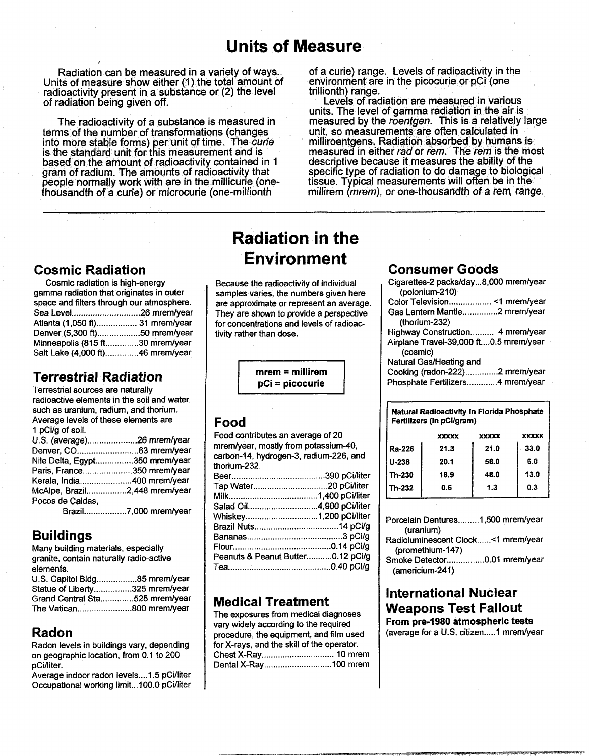# Units of Measure

Radiation can be measured in a variety of ways. Units of measure show either (1) the total amount of radioactivity present in a substance or (2) the level of radiation being given off.

The radioactivity of a substance is measured in terms of the number of transformations (changes into more stable forms) per unit of time. The *curie* is the standard unit for this measurement and is based on the amount of radioactivity contained in 1 gram of radium. The amounts of radioactivity that people normally work with are in the millicurie (one-thousandth of a curie) or microcurie (one-millionth of a curie) range. Levels of radioactivity in the environment are in the picocurie or pCi (one trillionth) range.

Levels of radiation are measured in various units. The level of gamma radiation in the air is measured by the *roentgen*. This is a relatively large unit, so measurements are often calculated in milliroentgens. Radiation absorbed by humans is measured in either *rad* or *rem*. The *rem* is the most descriptive because it measures the ability of the specific type of radiation to do damage to biological tissue. Typical measurements will often be in the millirem (*mrem*), or one-thousandth of a rem, range.

# Radiation in the Environment

Because the radioactivity of individual samples varies, the numbers given here are approximate or represent an average. They are shown to provide a perspective for concentrations and levels of radioactivity rather than dose.

**mrem = millirem**
**pCi = picocurie**

## Cosmic Radiation

Cosmic radiation is high-energy gamma radiation that originates in outer space and filters through our atmosphere.

Sea Level....26 mrem/year
Atlanta (1,050 ft).... 31 mrem/year
Denver (5,300 ft)....50 mrem/year
Minneapolis (815 ft....30 mrem/year
Salt Lake (4,000 ft)....46 mrem/year

## Terrestrial Radiation

Terrestrial sources are naturally radioactive elements in the soil and water such as uranium, radium, and thorium. Average levels of these elements are 1 pCi/g of soil.

U.S. (average)....26 mrem/year
Denver, CO....63 mrem/year
Nile Delta, Egypt....350 mrem/year
Paris, France....350 mrem/year
Kerala, India....400 mrem/year
McAlpe, Brazil....2,448 mrem/year
Pocos de Caldas, Brazil....7,000 mrem/year

## Buildings

Many building materials, especially granite, contain naturally radio-active elements.

U.S. Capitol Bldg....85 mrem/year
Statue of Liberty....325 mrem/year
Grand Central Sta....525 mrem/year
The Vatican....800 mrem/year

## Radon

Radon levels in buildings vary, depending on geographic location, from 0.1 to 200 pCi/liter.

Average indoor radon levels....1.5 pCi/liter
Occupational working limit...100.0 pCi/liter

## Food

Food contributes an average of 20 mrem/year, mostly from potassium-40, carbon-14, hydrogen-3, radium-226, and thorium-232.

Beer....390 pCi/liter
Tap Water....20 pCi/liter
Milk....1,400 pCi/liter
Salad Oil....4,900 pCi/liter
Whiskey....1,200 pCi/liter
Brazil Nuts....14 pCi/g
Bananas....3 pCi/g
Flour....0.14 pCi/g
Peanuts & Peanut Butter....0.12 pCi/g
Tea....0.40 pCi/g

## Medical Treatment

The exposures from medical diagnoses vary widely according to the required procedure, the equipment, and film used for X-rays, and the skill of the operator.

Chest X-Ray.... 10 mrem
Dental X-Ray....100 mrem

## Consumer Goods

Cigarettes-2 packs/day...8,000 mrem/year (polonium-210)
Color Television.... <1 mrem/year
Gas Lantern Mantle....2 mrem/year (thorium-232)
Highway Construction.... 4 mrem/year
Airplane Travel-39,000 ft....0.5 mrem/year (cosmic)
Natural Gas/Heating and Cooking (radon-222)....2 mrem/year
Phosphate Fertilizers....4 mrem/year

**Natural Radioactivity in Florida Phosphate Fertilizers (in pCi/gram)**

| | xxxxx | xxxxx | xxxxx |
|---|---|---|---|
| Ra-226 | 21.3 | 21.0 | 33.0 |
| U-238 | 20.1 | 58.0 | 6.0 |
| Th-230 | 18.9 | 48.0 | 13.0 |
| Th-232 | 0.6 | 1.3 | 0.3 |

Porcelain Dentures....1,500 mrem/year (uranium)
Radioluminescent Clock....<1 mrem/year (promethium-147)
Smoke Detector....0.01 mrem/year (americium-241)

## International Nuclear Weapons Test Fallout

**From pre-1980 atmospheric tests**

(average for a U.S. citizen.....1 mrem/year